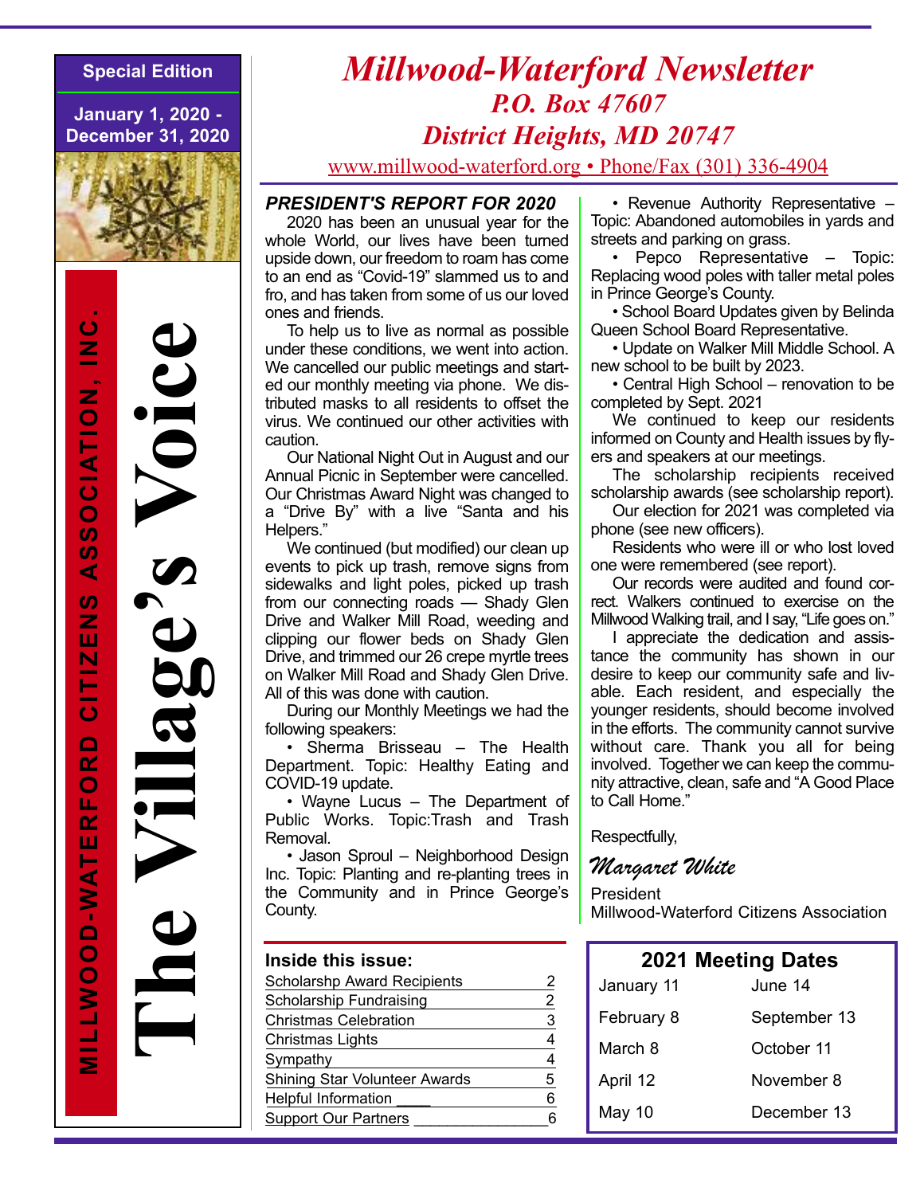**Special Edition**

**January 1, 2020 - December 31, 2020**

**MILLWOOD-WATERFORD CITIZENS ASSOCIATION, INC.**

# The Village's Voice

# *Millwood-Waterford Newsletter*

## *P.O. Box 47607*
## *District Heights, MD 20747*

www.millwood-waterford.org • Phone/Fax (301) 336-4904

### *PRESIDENT'S REPORT FOR 2020*

2020 has been an unusual year for the whole World, our lives have been turned upside down, our freedom to roam has come to an end as "Covid-19" slammed us to and fro, and has taken from some of us our loved ones and friends.

To help us to live as normal as possible under these conditions, we went into action. We cancelled our public meetings and started our monthly meeting via phone. We distributed masks to all residents to offset the virus. We continued our other activities with caution.

Our National Night Out in August and our Annual Picnic in September were cancelled. Our Christmas Award Night was changed to a "Drive By" with a live "Santa and his Helpers."

We continued (but modified) our clean up events to pick up trash, remove signs from sidewalks and light poles, picked up trash from our connecting roads — Shady Glen Drive and Walker Mill Road, weeding and clipping our flower beds on Shady Glen Drive, and trimmed our 26 crepe myrtle trees on Walker Mill Road and Shady Glen Drive. All of this was done with caution.

During our Monthly Meetings we had the following speakers:

- Sherma Brisseau – The Health Department. Topic: Healthy Eating and COVID-19 update.
- Wayne Lucus – The Department of Public Works. Topic:Trash and Trash Removal.
- Jason Sproul – Neighborhood Design Inc. Topic: Planting and re-planting trees in the Community and in Prince George's County.
- Revenue Authority Representative – Topic: Abandoned automobiles in yards and streets and parking on grass.
- Pepco Representative – Topic: Replacing wood poles with taller metal poles in Prince George's County.
- School Board Updates given by Belinda Queen School Board Representative.
- Update on Walker Mill Middle School. A new school to be built by 2023.
- Central High School – renovation to be completed by Sept. 2021

We continued to keep our residents informed on County and Health issues by flyers and speakers at our meetings.

The scholarship recipients received scholarship awards (see scholarship report).

Our election for 2021 was completed via phone (see new officers).

Residents who were ill or who lost loved one were remembered (see report).

Our records were audited and found correct. Walkers continued to exercise on the Millwood Walking trail, and I say, "Life goes on."

I appreciate the dedication and assistance the community has shown in our desire to keep our community safe and livable. Each resident, and especially the younger residents, should become involved in the efforts. The community cannot survive without care. Thank you all for being involved. Together we can keep the community attractive, clean, safe and "A Good Place to Call Home."

Respectfully,

*Margaret White*

President
Millwood-Waterford Citizens Association

**Inside this issue:**

| | |
|---|---|
| Scholarshp Award Recipients | 2 |
| Scholarship Fundraising | 2 |
| Christmas Celebration | 3 |
| Christmas Lights | 4 |
| Sympathy | 4 |
| Shining Star Volunteer Awards | 5 |
| Helpful Information | 6 |
| Support Our Partners | 6 |

**2021 Meeting Dates**

| | |
|---|---|
| January 11 | June 14 |
| February 8 | September 13 |
| March 8 | October 11 |
| April 12 | November 8 |
| May 10 | December 13 |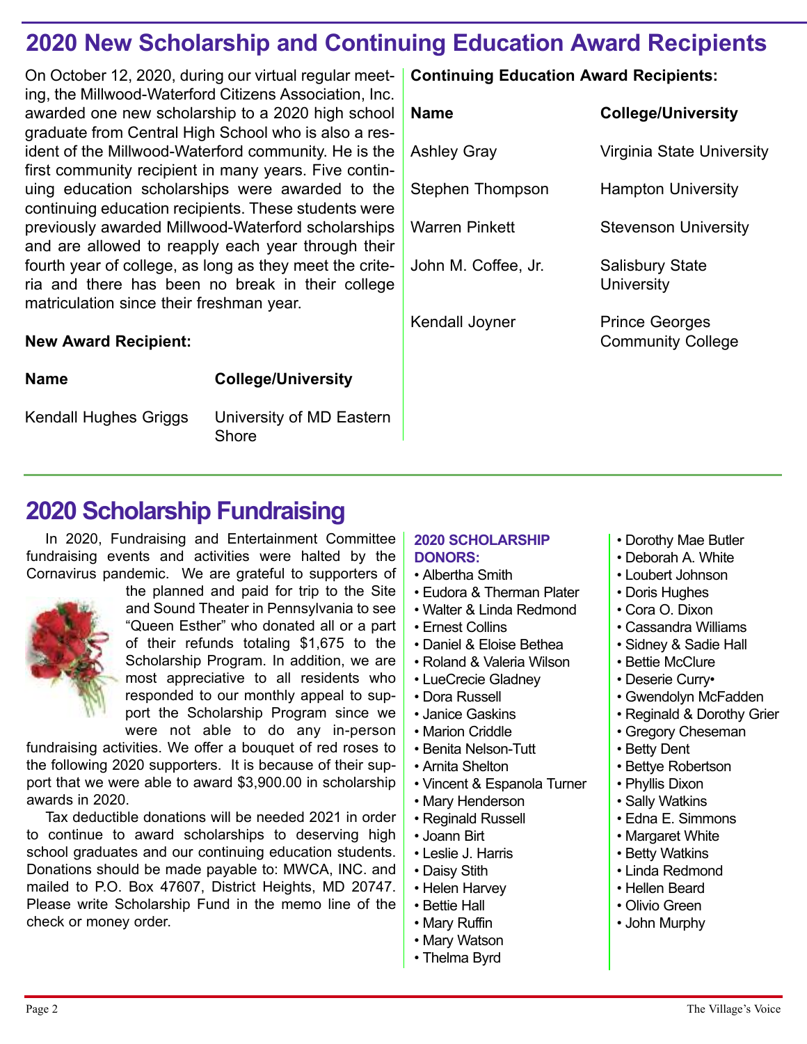## 2020 New Scholarship and Continuing Education Award Recipients

On October 12, 2020, during our virtual regular meeting, the Millwood-Waterford Citizens Association, Inc. awarded one new scholarship to a 2020 high school graduate from Central High School who is also a resident of the Millwood-Waterford community. He is the first community recipient in many years. Five continuing education scholarships were awarded to the continuing education recipients. These students were previously awarded Millwood-Waterford scholarships and are allowed to reapply each year through their fourth year of college, as long as they meet the criteria and there has been no break in their college matriculation since their freshman year.

**New Award Recipient:**

| Name | College/University |
|---|---|
| Kendall Hughes Griggs | University of MD Eastern Shore |

**Continuing Education Award Recipients:**

| Name | College/University |
|---|---|
| Ashley Gray | Virginia State University |
| Stephen Thompson | Hampton University |
| Warren Pinkett | Stevenson University |
| John M. Coffee, Jr. | Salisbury State University |
| Kendall Joyner | Prince Georges Community College |

## 2020 Scholarship Fundraising

In 2020, Fundraising and Entertainment Committee fundraising events and activities were halted by the Cornavirus pandemic. We are grateful to supporters of the planned and paid for trip to the Site and Sound Theater in Pennsylvania to see "Queen Esther" who donated all or a part of their refunds totaling $1,675 to the Scholarship Program. In addition, we are most appreciative to all residents who responded to our monthly appeal to support the Scholarship Program since we were not able to do any in-person fundraising activities. We offer a bouquet of red roses to the following 2020 supporters. It is because of their support that we were able to award $3,900.00 in scholarship awards in 2020.

Tax deductible donations will be needed 2021 in order to continue to award scholarships to deserving high school graduates and our continuing education students. Donations should be made payable to: MWCA, INC. and mailed to P.O. Box 47607, District Heights, MD 20747. Please write Scholarship Fund in the memo line of the check or money order.

**2020 SCHOLARSHIP DONORS:**

- Albertha Smith
- Eudora & Therman Plater
- Walter & Linda Redmond
- Ernest Collins
- Daniel & Eloise Bethea
- Roland & Valeria Wilson
- LueCrecie Gladney
- Dora Russell
- Janice Gaskins
- Marion Criddle
- Benita Nelson-Tutt
- Arnita Shelton
- Vincent & Espanola Turner
- Mary Henderson
- Reginald Russell
- Joann Birt
- Leslie J. Harris
- Daisy Stith
- Helen Harvey
- Bettie Hall
- Mary Ruffin
- Mary Watson
- Thelma Byrd
- Dorothy Mae Butler
- Deborah A. White
- Loubert Johnson
- Doris Hughes
- Cora O. Dixon
- Cassandra Williams
- Sidney & Sadie Hall
- Bettie McClure
- Deserie Curry•
- Gwendolyn McFadden
- Reginald & Dorothy Grier
- Gregory Cheseman
- Betty Dent
- Bettye Robertson
- Phyllis Dixon
- Sally Watkins
- Edna E. Simmons
- Margaret White
- Betty Watkins
- Linda Redmond
- Hellen Beard
- Olivio Green
- John Murphy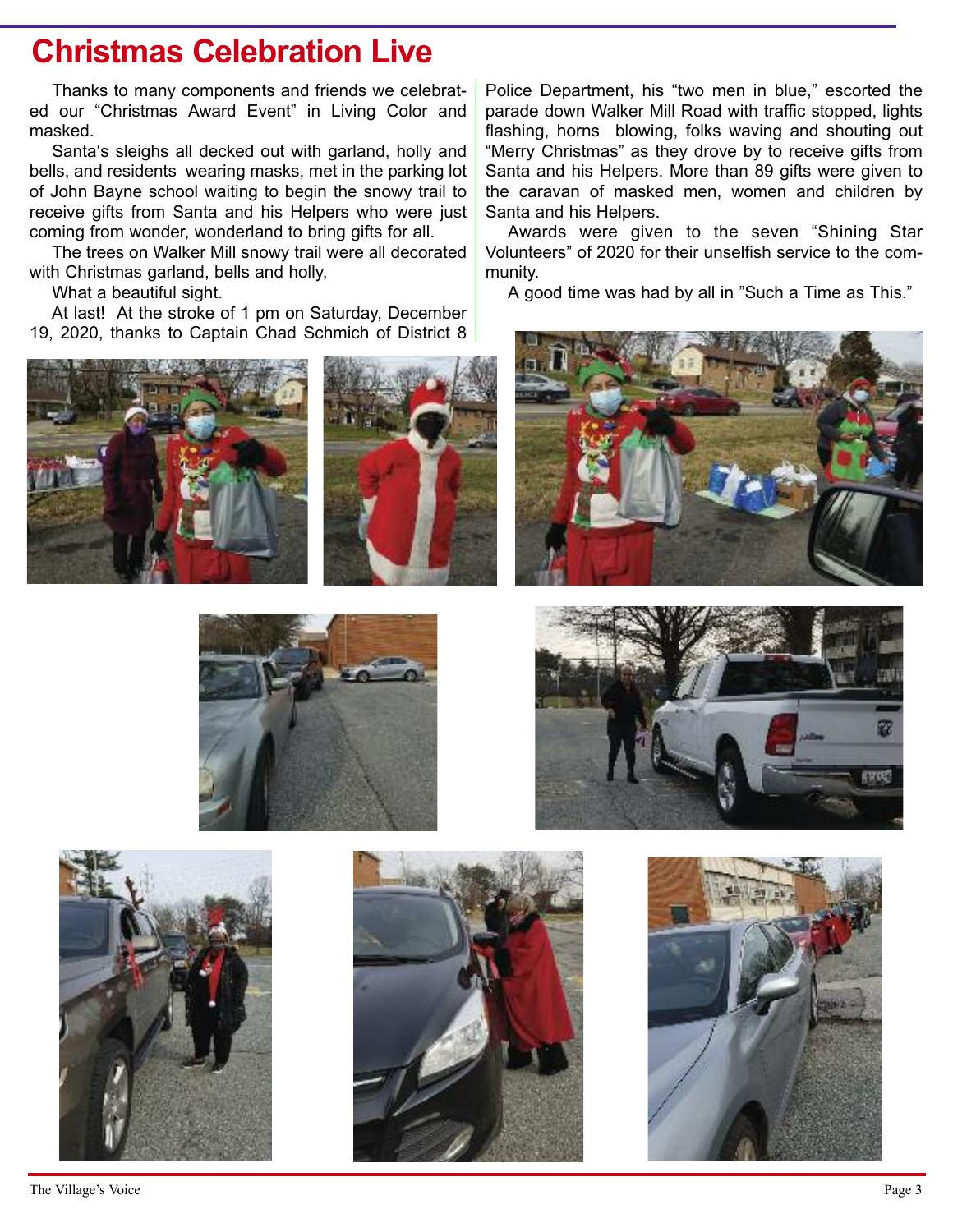# Christmas Celebration Live

Thanks to many components and friends we celebrated our "Christmas Award Event" in Living Color and masked.

Santa's sleighs all decked out with garland, holly and bells, and residents wearing masks, met in the parking lot of John Bayne school waiting to begin the snowy trail to receive gifts from Santa and his Helpers who were just coming from wonder, wonderland to bring gifts for all.

The trees on Walker Mill snowy trail were all decorated with Christmas garland, bells and holly,

What a beautiful sight.

At last! At the stroke of 1 pm on Saturday, December 19, 2020, thanks to Captain Chad Schmich of District 8 Police Department, his "two men in blue," escorted the parade down Walker Mill Road with traffic stopped, lights flashing, horns blowing, folks waving and shouting out "Merry Christmas" as they drove by to receive gifts from Santa and his Helpers. More than 89 gifts were given to the caravan of masked men, women and children by Santa and his Helpers.

Awards were given to the seven "Shining Star Volunteers" of 2020 for their unselfish service to the community.

A good time was had by all in "Such a Time as This."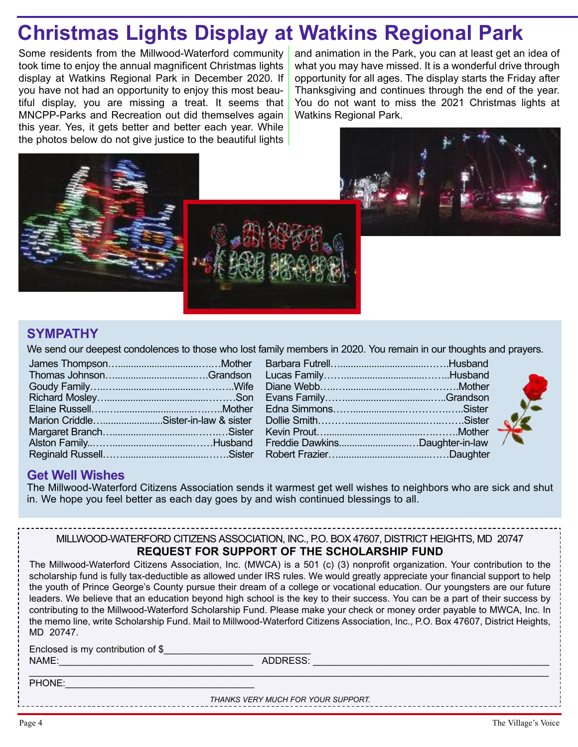# Christmas Lights Display at Watkins Regional Park

Some residents from the Millwood-Waterford community took time to enjoy the annual magnificent Christmas lights display at Watkins Regional Park in December 2020. If you have not had an opportunity to enjoy this most beautiful display, you are missing a treat. It seems that MNCPP-Parks and Recreation out did themselves again this year. Yes, it gets better and better each year. While the photos below do not give justice to the beautiful lights and animation in the Park, you can at least get an idea of what you may have missed. It is a wonderful drive through opportunity for all ages. The display starts the Friday after Thanksgiving and continues through the end of the year. You do not want to miss the 2021 Christmas lights at Watkins Regional Park.

## SYMPATHY

We send our deepest condolences to those who lost family members in 2020. You remain in our thoughts and prayers.

| Name | Relation |
|---|---|
| James Thompson | Mother |
| Thomas Johnson | Grandson |
| Goudy Family | Wife |
| Richard Mosley | Son |
| Elaine Russell | Mother |
| Marion Criddle | Sister-in-law & sister |
| Margaret Branch | Sister |
| Alston Family | Husband |
| Reginald Russell | Sister |
| Barbara Futrell | Husband |
| Lucas Family | Husband |
| Diane Webb | Mother |
| Evans Family | Grandson |
| Edna Simmons | Sister |
| Dollie Smith | Sister |
| Kevin Prout | Mother |
| Freddie Dawkins | Daughter-in-law |
| Robert Frazier | Daughter |

## Get Well Wishes

The Millwood-Waterford Citizens Association sends it warmest get well wishes to neighbors who are sick and shut in. We hope you feel better as each day goes by and wish continued blessings to all.

MILLWOOD-WATERFORD CITIZENS ASSOCIATION, INC., P.O. BOX 47607, DISTRICT HEIGHTS, MD 20747

**REQUEST FOR SUPPORT OF THE SCHOLARSHIP FUND**

The Millwood-Waterford Citizens Association, Inc. (MWCA) is a 501 (c) (3) nonprofit organization. Your contribution to the scholarship fund is fully tax-deductible as allowed under IRS rules. We would greatly appreciate your financial support to help the youth of Prince George's County pursue their dream of a college or vocational education. Our youngsters are our future leaders. We believe that an education beyond high school is the key to their success. You can be a part of their success by contributing to the Millwood-Waterford Scholarship Fund. Please make your check or money order payable to MWCA, Inc. In the memo line, write Scholarship Fund. Mail to Millwood-Waterford Citizens Association, Inc., P.O. Box 47607, District Heights, MD 20747.

Enclosed is my contribution of $___________________________

NAME:____________________________________ ADDRESS: ___________________________________________

_____________________________________________________________________________________________

PHONE:___________________________________

*THANKS VERY MUCH FOR YOUR SUPPORT.*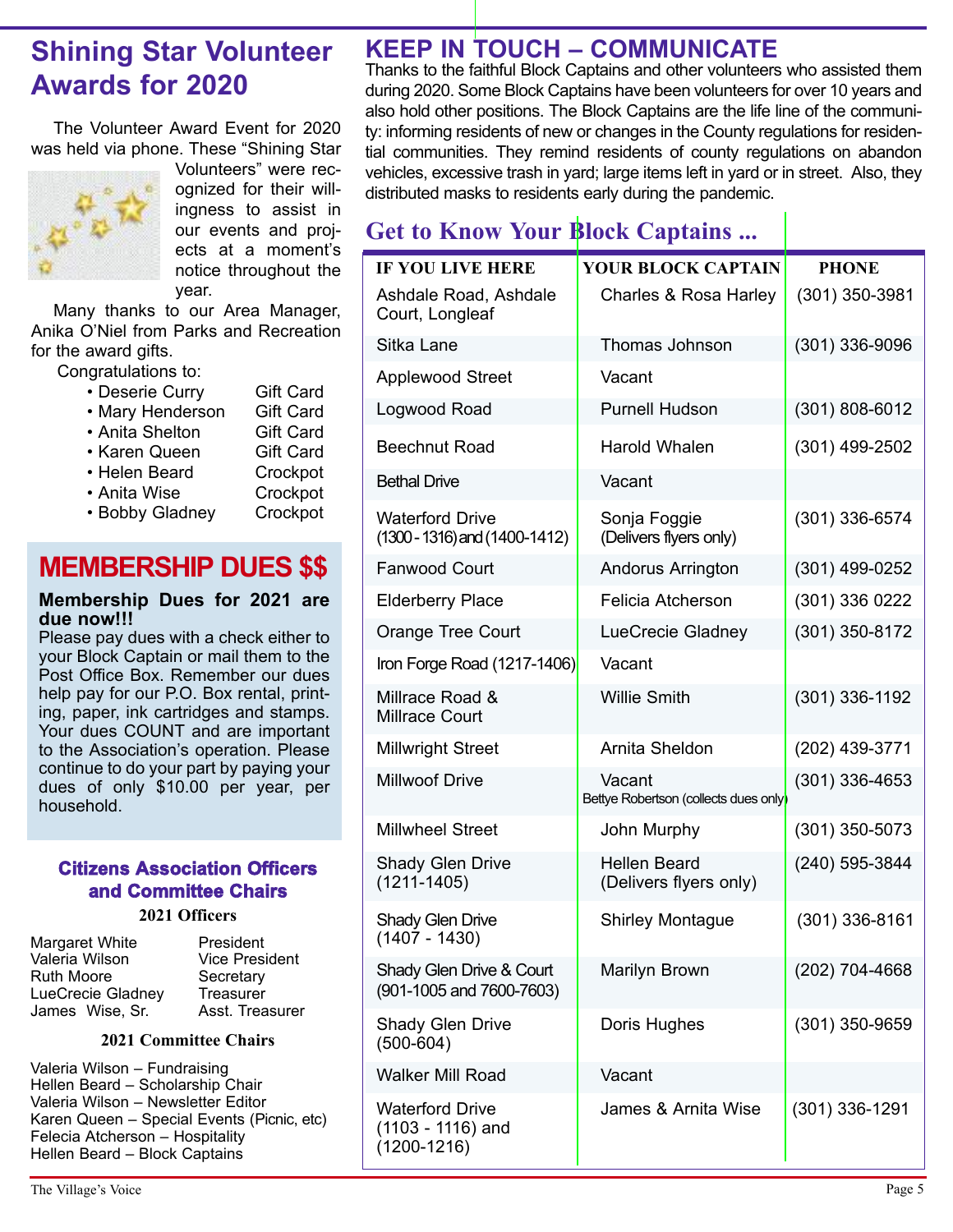# Shining Star Volunteer Awards for 2020

The Volunteer Award Event for 2020 was held via phone. These "Shining Star Volunteers" were recognized for their willingness to assist in our events and projects at a moment's notice throughout the year.

Many thanks to our Area Manager, Anika O'Niel from Parks and Recreation for the award gifts.

Congratulations to:

- Deserie Curry — Gift Card
- Mary Henderson — Gift Card
- Anita Shelton — Gift Card
- Karen Queen — Gift Card
- Helen Beard — Crockpot
- Anita Wise — Crockpot
- Bobby Gladney — Crockpot

# MEMBERSHIP DUES $$

**Membership Dues for 2021 are due now!!!**

Please pay dues with a check either to your Block Captain or mail them to the Post Office Box. Remember our dues help pay for our P.O. Box rental, printing, paper, ink cartridges and stamps. Your dues COUNT and are important to the Association's operation. Please continue to do your part by paying your dues of only $10.00 per year, per household.

## Citizens Association Officers and Committee Chairs

### 2021 Officers

| | |
|---|---|
| Margaret White | President |
| Valeria Wilson | Vice President |
| Ruth Moore | Secretary |
| LueCrecie Gladney | Treasurer |
| James Wise, Sr. | Asst. Treasurer |

### 2021 Committee Chairs

Valeria Wilson – Fundraising
Hellen Beard – Scholarship Chair
Valeria Wilson – Newsletter Editor
Karen Queen – Special Events (Picnic, etc)
Felecia Atcherson – Hospitality
Hellen Beard – Block Captains

# KEEP IN TOUCH – COMMUNICATE

Thanks to the faithful Block Captains and other volunteers who assisted them during 2020. Some Block Captains have been volunteers for over 10 years and also hold other positions. The Block Captains are the life line of the community: informing residents of new or changes in the County regulations for residential communities. They remind residents of county regulations on abandon vehicles, excessive trash in yard; large items left in yard or in street. Also, they distributed masks to residents early during the pandemic.

## Get to Know Your Block Captains ...

| IF YOU LIVE HERE | YOUR BLOCK CAPTAIN | PHONE |
|---|---|---|
| Ashdale Road, Ashdale Court, Longleaf | Charles & Rosa Harley | (301) 350-3981 |
| Sitka Lane | Thomas Johnson | (301) 336-9096 |
| Applewood Street | Vacant | |
| Logwood Road | Purnell Hudson | (301) 808-6012 |
| Beechnut Road | Harold Whalen | (301) 499-2502 |
| Bethal Drive | Vacant | |
| Waterford Drive (1300 - 1316) and (1400-1412) | Sonja Foggie (Delivers flyers only) | (301) 336-6574 |
| Fanwood Court | Andorus Arrington | (301) 499-0252 |
| Elderberry Place | Felicia Atcherson | (301) 336 0222 |
| Orange Tree Court | LueCrecie Gladney | (301) 350-8172 |
| Iron Forge Road (1217-1406) | Vacant | |
| Millrace Road & Millrace Court | Willie Smith | (301) 336-1192 |
| Millwright Street | Arnita Sheldon | (202) 439-3771 |
| Millwoof Drive | Vacant Bettye Robertson (collects dues only) | (301) 336-4653 |
| Millwheel Street | John Murphy | (301) 350-5073 |
| Shady Glen Drive (1211-1405) | Hellen Beard (Delivers flyers only) | (240) 595-3844 |
| Shady Glen Drive (1407 - 1430) | Shirley Montague | (301) 336-8161 |
| Shady Glen Drive & Court (901-1005 and 7600-7603) | Marilyn Brown | (202) 704-4668 |
| Shady Glen Drive (500-604) | Doris Hughes | (301) 350-9659 |
| Walker Mill Road | Vacant | |
| Waterford Drive (1103 - 1116) and (1200-1216) | James & Arnita Wise | (301) 336-1291 |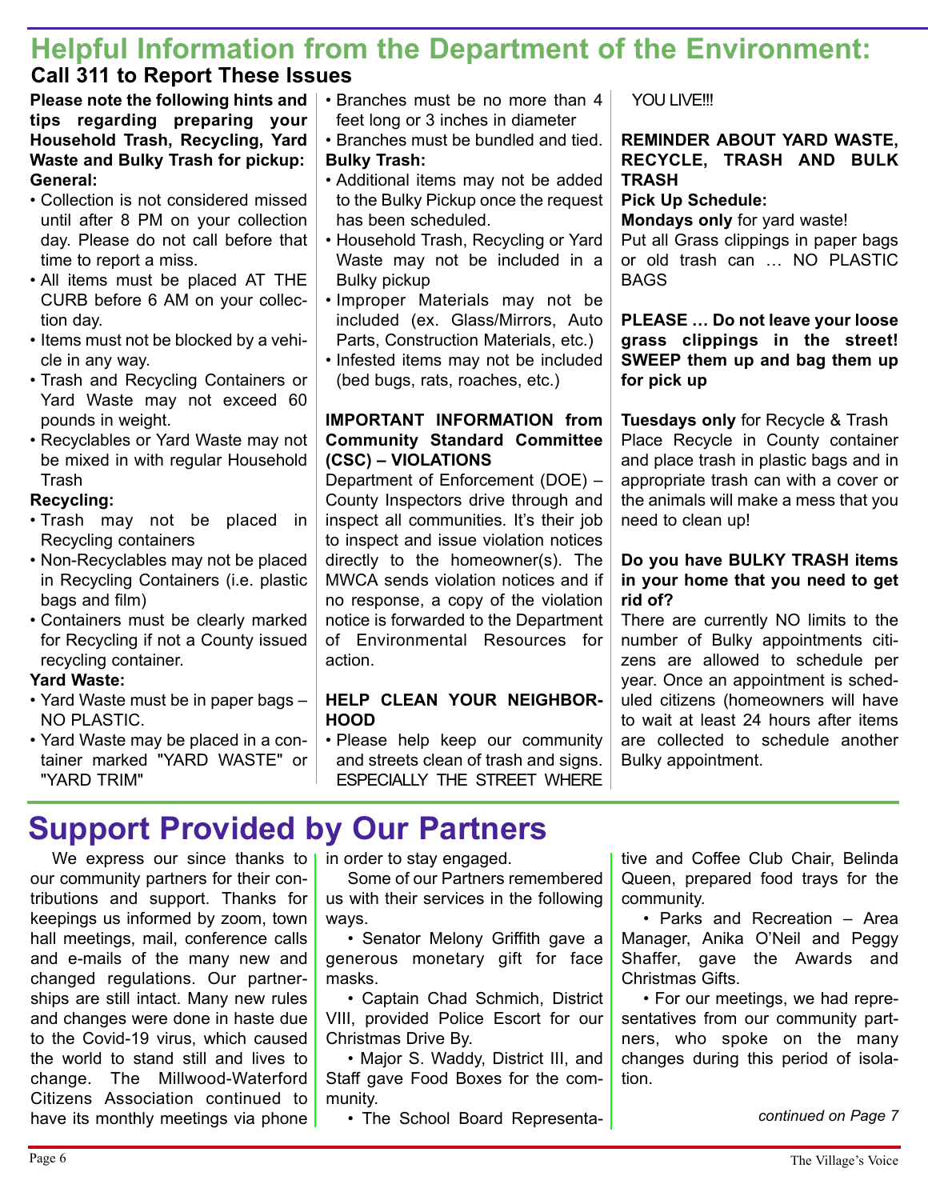# Helpful Information from the Department of the Environment:

## Call 311 to Report These Issues

**Please note the following hints and tips regarding preparing your Household Trash, Recycling, Yard Waste and Bulky Trash for pickup:**

**General:**

- Collection is not considered missed until after 8 PM on your collection day. Please do not call before that time to report a miss.
- All items must be placed AT THE CURB before 6 AM on your collection day.
- Items must not be blocked by a vehicle in any way.
- Trash and Recycling Containers or Yard Waste may not exceed 60 pounds in weight.
- Recyclables or Yard Waste may not be mixed in with regular Household Trash

**Recycling:**

- Trash may not be placed in Recycling containers
- Non-Recyclables may not be placed in Recycling Containers (i.e. plastic bags and film)
- Containers must be clearly marked for Recycling if not a County issued recycling container.

**Yard Waste:**

- Yard Waste must be in paper bags – NO PLASTIC.
- Yard Waste may be placed in a container marked "YARD WASTE" or "YARD TRIM"
- Branches must be no more than 4 feet long or 3 inches in diameter
- Branches must be bundled and tied.

**Bulky Trash:**

- Additional items may not be added to the Bulky Pickup once the request has been scheduled.
- Household Trash, Recycling or Yard Waste may not be included in a Bulky pickup
- Improper Materials may not be included (ex. Glass/Mirrors, Auto Parts, Construction Materials, etc.)
- Infested items may not be included (bed bugs, rats, roaches, etc.)

**IMPORTANT INFORMATION from Community Standard Committee (CSC) – VIOLATIONS**

Department of Enforcement (DOE) – County Inspectors drive through and inspect all communities. It's their job to inspect and issue violation notices directly to the homeowner(s). The MWCA sends violation notices and if no response, a copy of the violation notice is forwarded to the Department of Environmental Resources for action.

**HELP CLEAN YOUR NEIGHBORHOOD**

- Please help keep our community and streets clean of trash and signs. ESPECIALLY THE STREET WHERE YOU LIVE!!!

**REMINDER ABOUT YARD WASTE, RECYCLE, TRASH AND BULK TRASH**

**Pick Up Schedule:**

**Mondays only** for yard waste!

Put all Grass clippings in paper bags or old trash can … NO PLASTIC BAGS

**PLEASE … Do not leave your loose grass clippings in the street! SWEEP them up and bag them up for pick up**

**Tuesdays only** for Recycle & Trash

Place Recycle in County container and place trash in plastic bags and in appropriate trash can with a cover or the animals will make a mess that you need to clean up!

**Do you have BULKY TRASH items in your home that you need to get rid of?**

There are currently NO limits to the number of Bulky appointments citizens are allowed to schedule per year. Once an appointment is scheduled citizens (homeowners will have to wait at least 24 hours after items are collected to schedule another Bulky appointment.

# Support Provided by Our Partners

We express our since thanks to our community partners for their contributions and support. Thanks for keepings us informed by zoom, town hall meetings, mail, conference calls and e-mails of the many new and changed regulations. Our partnerships are still intact. Many new rules and changes were done in haste due to the Covid-19 virus, which caused the world to stand still and lives to change. The Millwood-Waterford Citizens Association continued to have its monthly meetings via phone in order to stay engaged.

Some of our Partners remembered us with their services in the following ways.

• Senator Melony Griffith gave a generous monetary gift for face masks.

• Captain Chad Schmich, District VIII, provided Police Escort for our Christmas Drive By.

• Major S. Waddy, District III, and Staff gave Food Boxes for the community.

• The School Board Representative and Coffee Club Chair, Belinda Queen, prepared food trays for the community.

• Parks and Recreation – Area Manager, Anika O'Neil and Peggy Shaffer, gave the Awards and Christmas Gifts.

• For our meetings, we had representatives from our community partners, who spoke on the many changes during this period of isolation.

*continued on Page 7*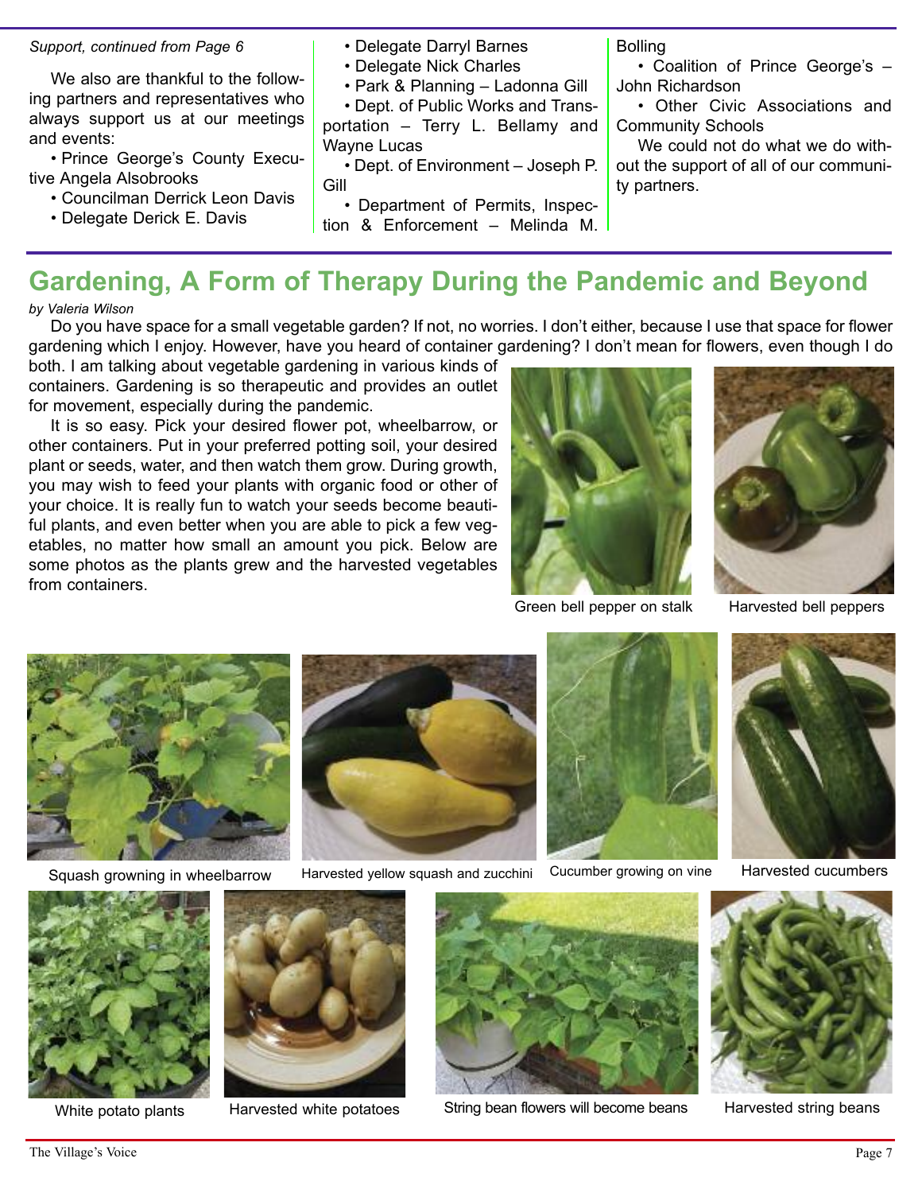*Support, continued from Page 6*

We also are thankful to the following partners and representatives who always support us at our meetings and events:

- Prince George's County Executive Angela Alsobrooks
- Councilman Derrick Leon Davis
- Delegate Derick E. Davis
- Delegate Darryl Barnes
- Delegate Nick Charles
- Park & Planning – Ladonna Gill
- Dept. of Public Works and Transportation – Terry L. Bellamy and Wayne Lucas
- Dept. of Environment – Joseph P. Gill
- Department of Permits, Inspection & Enforcement – Melinda M. Bolling
- Coalition of Prince George's – John Richardson
- Other Civic Associations and Community Schools

We could not do what we do without the support of all of our community partners.

# Gardening, A Form of Therapy During the Pandemic and Beyond

*by Valeria Wilson*

Do you have space for a small vegetable garden? If not, no worries. I don't either, because I use that space for flower gardening which I enjoy. However, have you heard of container gardening? I don't mean for flowers, even though I do both. I am talking about vegetable gardening in various kinds of containers. Gardening is so therapeutic and provides an outlet for movement, especially during the pandemic.

It is so easy. Pick your desired flower pot, wheelbarrow, or other containers. Put in your preferred potting soil, your desired plant or seeds, water, and then watch them grow. During growth, you may wish to feed your plants with organic food or other of your choice. It is really fun to watch your seeds become beautiful plants, and even better when you are able to pick a few vegetables, no matter how small an amount you pick. Below are some photos as the plants grew and the harvested vegetables from containers.

Green bell pepper on stalk

Harvested bell peppers

Squash growning in wheelbarrow

Harvested yellow squash and zucchini

Cucumber growing on vine

Harvested cucumbers

White potato plants

Harvested white potatoes

String bean flowers will become beans

Harvested string beans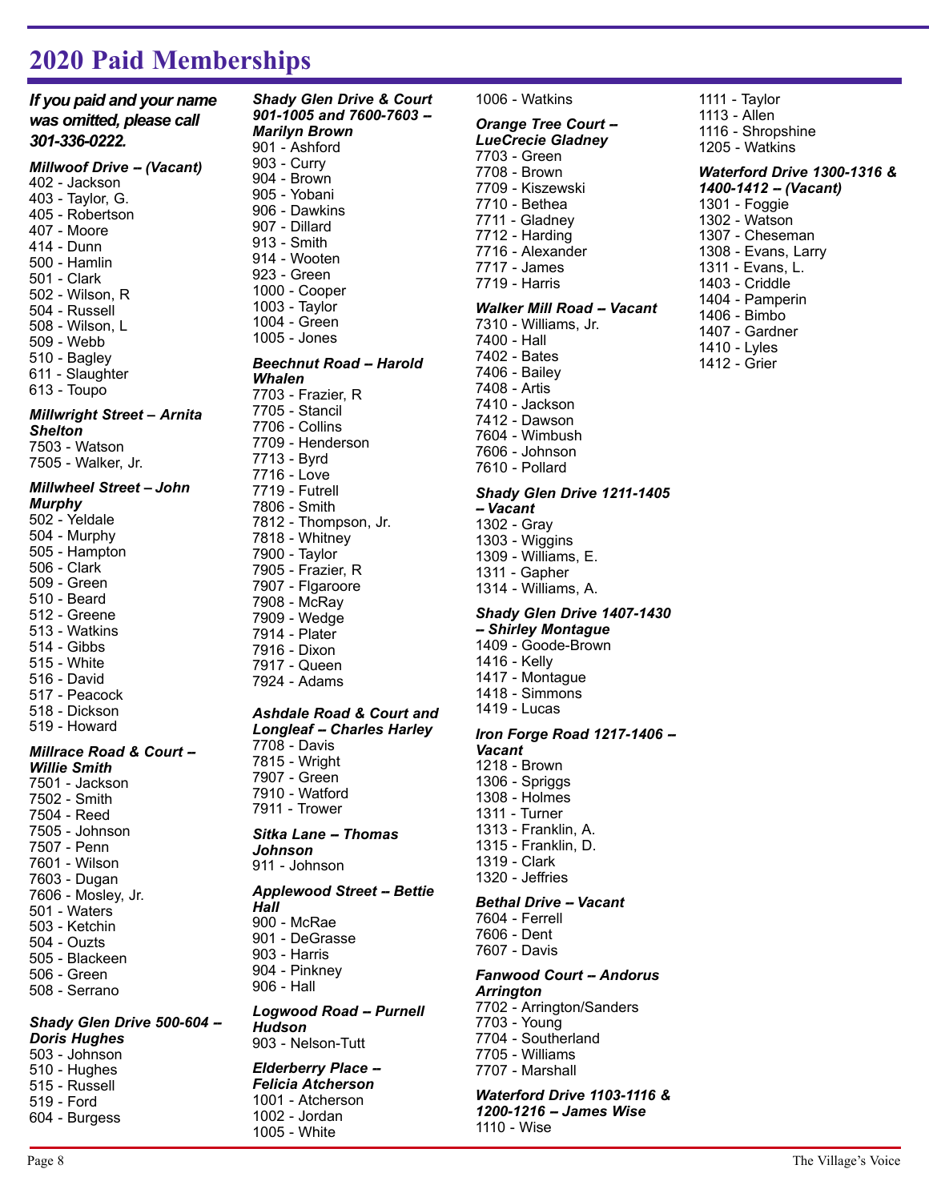# 2020 Paid Memberships

***If you paid and your name was omitted, please call 301-336-0222.***

***Millwoof Drive – (Vacant)***
402 - Jackson
403 - Taylor, G.
405 - Robertson
407 - Moore
414 - Dunn
500 - Hamlin
501 - Clark
502 - Wilson, R
504 - Russell
508 - Wilson, L
509 - Webb
510 - Bagley
611 - Slaughter
613 - Toupo

***Millwright Street – Arnita Shelton***
7503 - Watson
7505 - Walker, Jr.

***Millwheel Street – John Murphy***
502 - Yeldale
504 - Murphy
505 - Hampton
506 - Clark
509 - Green
510 - Beard
512 - Greene
513 - Watkins
514 - Gibbs
515 - White
516 - David
517 - Peacock
518 - Dickson
519 - Howard

***Millrace Road & Court – Willie Smith***
7501 - Jackson
7502 - Smith
7504 - Reed
7505 - Johnson
7507 - Penn
7601 - Wilson
7603 - Dugan
7606 - Mosley, Jr.
501 - Waters
503 - Ketchin
504 - Ouzts
505 - Blackeen
506 - Green
508 - Serrano

***Shady Glen Drive 500-604 – Doris Hughes***
503 - Johnson
510 - Hughes
515 - Russell
519 - Ford
604 - Burgess

***Shady Glen Drive & Court 901-1005 and 7600-7603 – Marilyn Brown***
901 - Ashford
903 - Curry
904 - Brown
905 - Yobani
906 - Dawkins
907 - Dillard
913 - Smith
914 - Wooten
923 - Green
1000 - Cooper
1003 - Taylor
1004 - Green
1005 - Jones

***Beechnut Road – Harold Whalen***
7703 - Frazier, R
7705 - Stancil
7706 - Collins
7709 - Henderson
7713 - Byrd
7716 - Love
7719 - Futrell
7806 - Smith
7812 - Thompson, Jr.
7818 - Whitney
7900 - Taylor
7905 - Frazier, R
7907 - Flgaroore
7908 - McRay
7909 - Wedge
7914 - Plater
7916 - Dixon
7917 - Queen
7924 - Adams

***Ashdale Road & Court and Longleaf – Charles Harley***
7708 - Davis
7815 - Wright
7907 - Green
7910 - Watford
7911 - Trower

***Sitka Lane – Thomas Johnson***
911 - Johnson

***Applewood Street – Bettie Hall***
900 - McRae
901 - DeGrasse
903 - Harris
904 - Pinkney
906 - Hall

***Logwood Road – Purnell Hudson***
903 - Nelson-Tutt

***Elderberry Place – Felicia Atcherson***
1001 - Atcherson
1002 - Jordan
1005 - White
1006 - Watkins

***Orange Tree Court – LueCrecie Gladney***
7703 - Green
7708 - Brown
7709 - Kiszewski
7710 - Bethea
7711 - Gladney
7712 - Harding
7716 - Alexander
7717 - James
7719 - Harris

***Walker Mill Road – Vacant***
7310 - Williams, Jr.
7400 - Hall
7402 - Bates
7406 - Bailey
7408 - Artis
7410 - Jackson
7412 - Dawson
7604 - Wimbush
7606 - Johnson
7610 - Pollard

***Shady Glen Drive 1211-1405 – Vacant***
1302 - Gray
1303 - Wiggins
1309 - Williams, E.
1311 - Gapher
1314 - Williams, A.

***Shady Glen Drive 1407-1430 – Shirley Montague***
1409 - Goode-Brown
1416 - Kelly
1417 - Montague
1418 - Simmons
1419 - Lucas

***Iron Forge Road 1217-1406 – Vacant***
1218 - Brown
1306 - Spriggs
1308 - Holmes
1311 - Turner
1313 - Franklin, A.
1315 - Franklin, D.
1319 - Clark
1320 - Jeffries

***Bethal Drive – Vacant***
7604 - Ferrell
7606 - Dent
7607 - Davis

***Fanwood Court – Andorus Arrington***
7702 - Arrington/Sanders
7703 - Young
7704 - Southerland
7705 - Williams
7707 - Marshall

***Waterford Drive 1103-1116 & 1200-1216 – James Wise***
1110 - Wise
1111 - Taylor
1113 - Allen
1116 - Shropshine
1205 - Watkins

***Waterford Drive 1300-1316 & 1400-1412 – (Vacant)***
1301 - Foggie
1302 - Watson
1307 - Cheseman
1308 - Evans, Larry
1311 - Evans, L.
1403 - Criddle
1404 - Pamperin
1406 - Bimbo
1407 - Gardner
1410 - Lyles
1412 - Grier